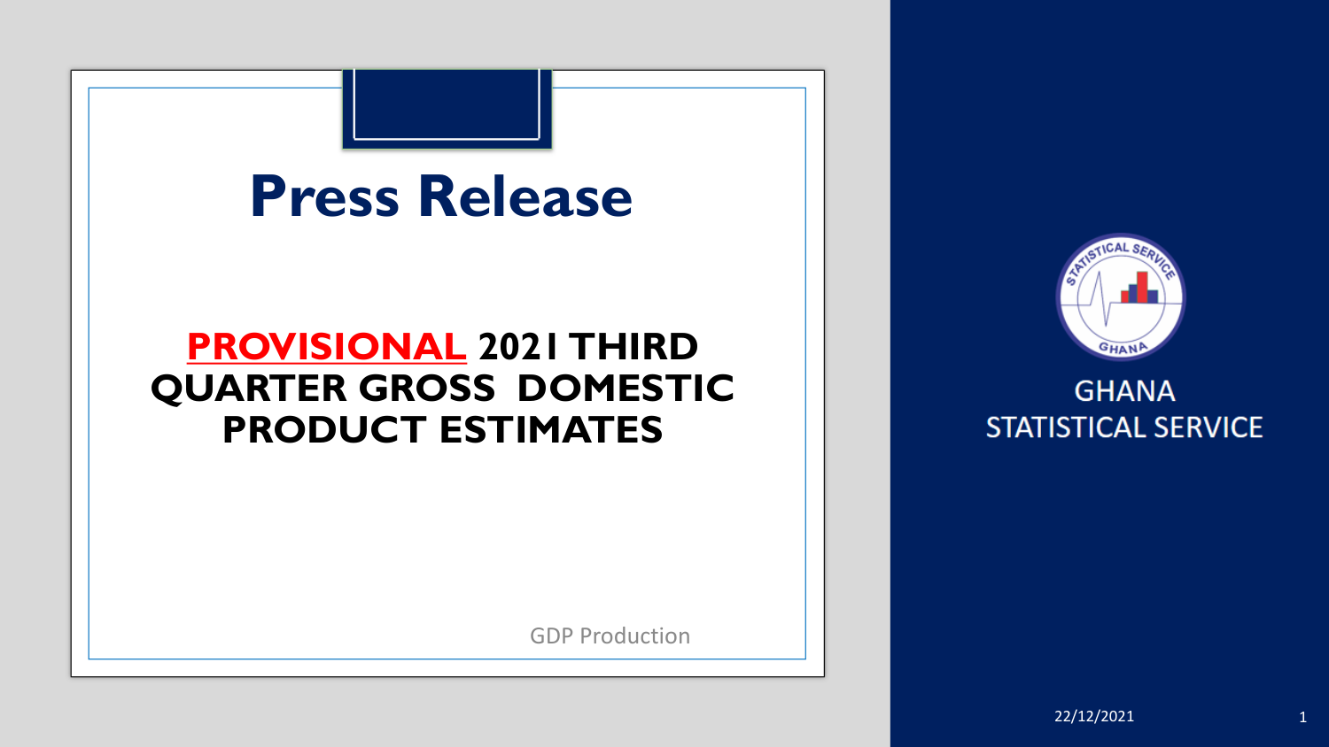# Press Release

## **PROVISIONAL** 2021 THIRD QUARTER GROSS DOMESTIC PRODUCT ESTIMATES

GDP Production

GHANA STATISTICAL SERVICE

22/12/2021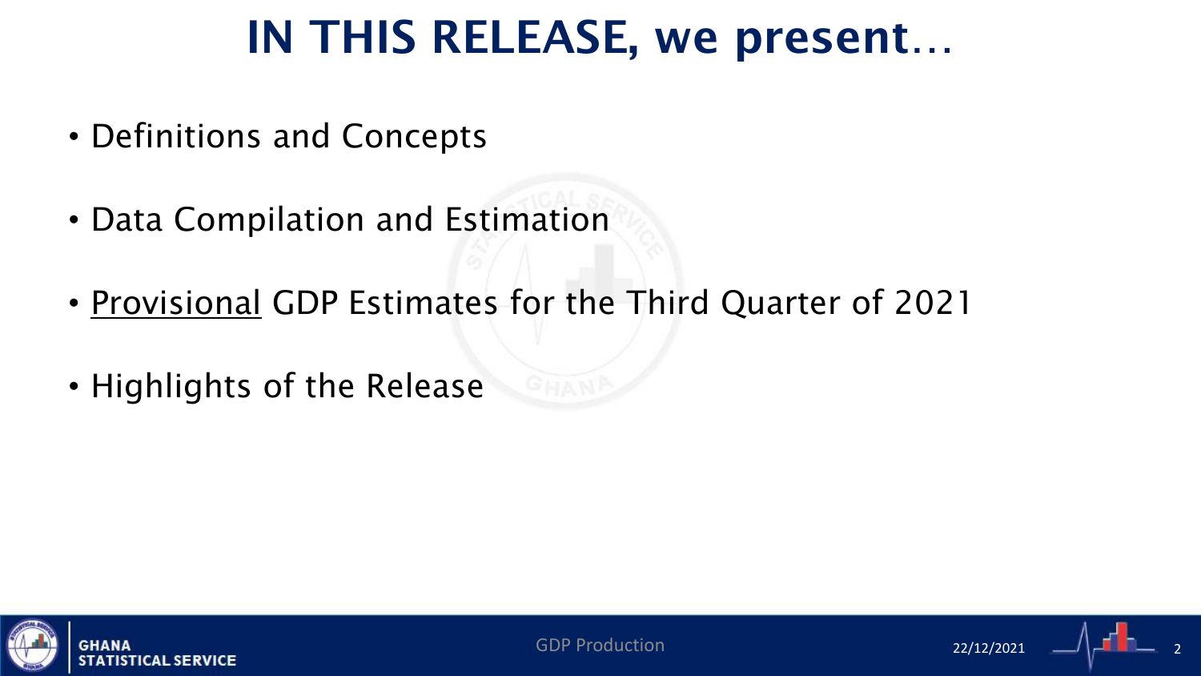# IN THIS RELEASE, we present…

- Definitions and Concepts
- Data Compilation and Estimation
- <u>Provisional</u> GDP Estimates for the Third Quarter of 2021
- Highlights of the Release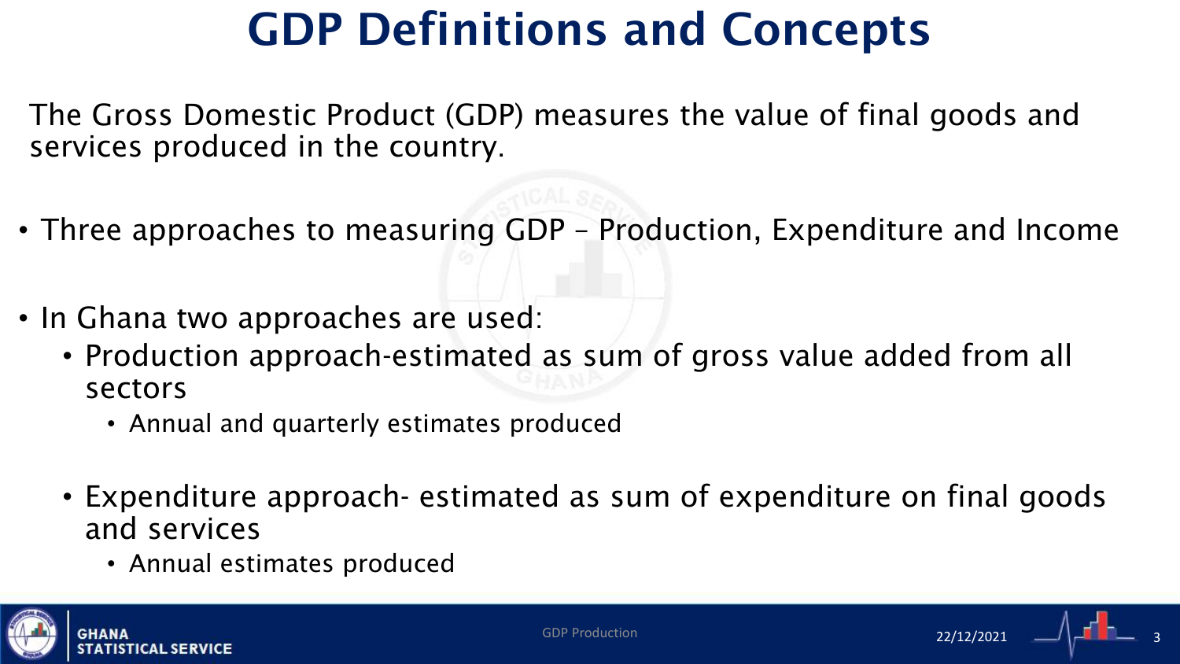# GDP Definitions and Concepts

The Gross Domestic Product (GDP) measures the value of final goods and services produced in the country.

- Three approaches to measuring GDP – Production, Expenditure and Income
- In Ghana two approaches are used:
  - Production approach-estimated as sum of gross value added from all sectors
    - Annual and quarterly estimates produced
  - Expenditure approach- estimated as sum of expenditure on final goods and services
    - Annual estimates produced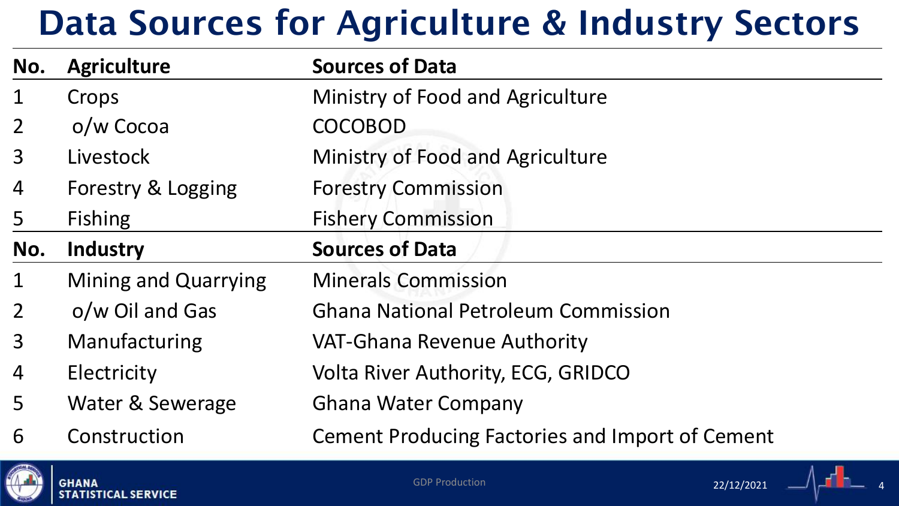# Data Sources for Agriculture & Industry Sectors

| No. | Agriculture | Sources of Data |
|---|---|---|
| 1 | Crops | Ministry of Food and Agriculture |
| 2 | o/w Cocoa | COCOBOD |
| 3 | Livestock | Ministry of Food and Agriculture |
| 4 | Forestry & Logging | Forestry Commission |
| 5 | Fishing | Fishery Commission |

| No. | Industry | Sources of Data |
|---|---|---|
| 1 | Mining and Quarrying | Minerals Commission |
| 2 | o/w Oil and Gas | Ghana National Petroleum Commission |
| 3 | Manufacturing | VAT-Ghana Revenue Authority |
| 4 | Electricity | Volta River Authority, ECG, GRIDCO |
| 5 | Water & Sewerage | Ghana Water Company |
| 6 | Construction | Cement Producing Factories and Import of Cement |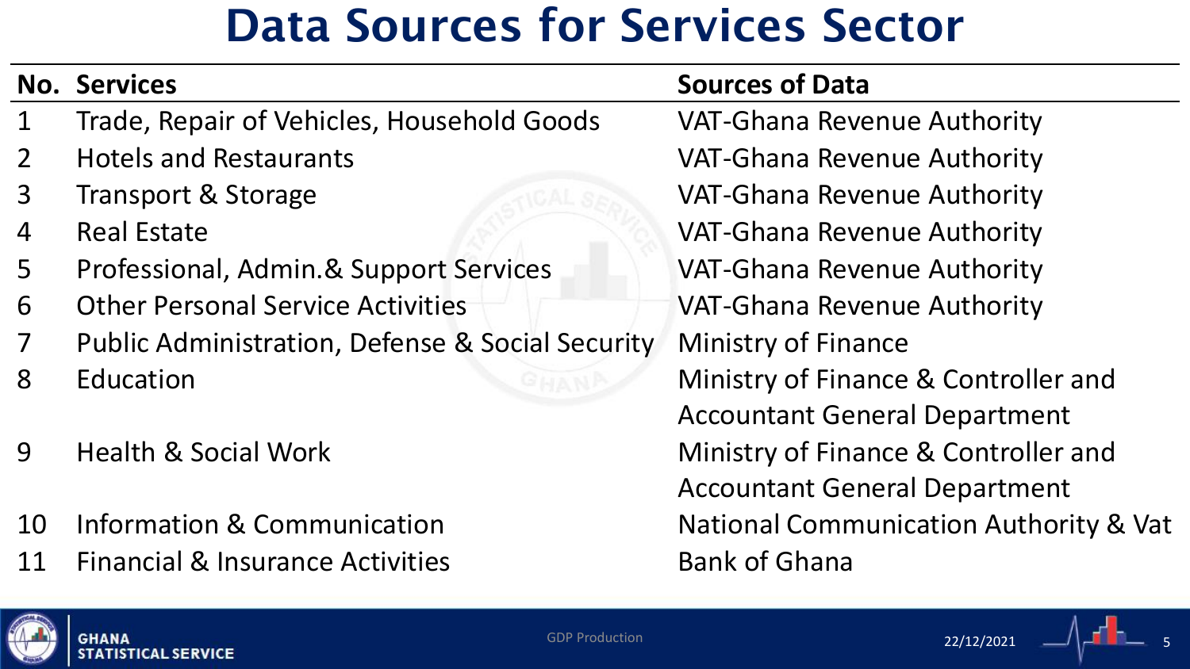# Data Sources for Services Sector

| No. | Services | Sources of Data |
| --- | --- | --- |
| 1 | Trade, Repair of Vehicles, Household Goods | VAT-Ghana Revenue Authority |
| 2 | Hotels and Restaurants | VAT-Ghana Revenue Authority |
| 3 | Transport & Storage | VAT-Ghana Revenue Authority |
| 4 | Real Estate | VAT-Ghana Revenue Authority |
| 5 | Professional, Admin.& Support Services | VAT-Ghana Revenue Authority |
| 6 | Other Personal Service Activities | VAT-Ghana Revenue Authority |
| 7 | Public Administration, Defense & Social Security | Ministry of Finance |
| 8 | Education | Ministry of Finance & Controller and Accountant General Department |
| 9 | Health & Social Work | Ministry of Finance & Controller and Accountant General Department |
| 10 | Information & Communication | National Communication Authority & Vat |
| 11 | Financial & Insurance Activities | Bank of Ghana |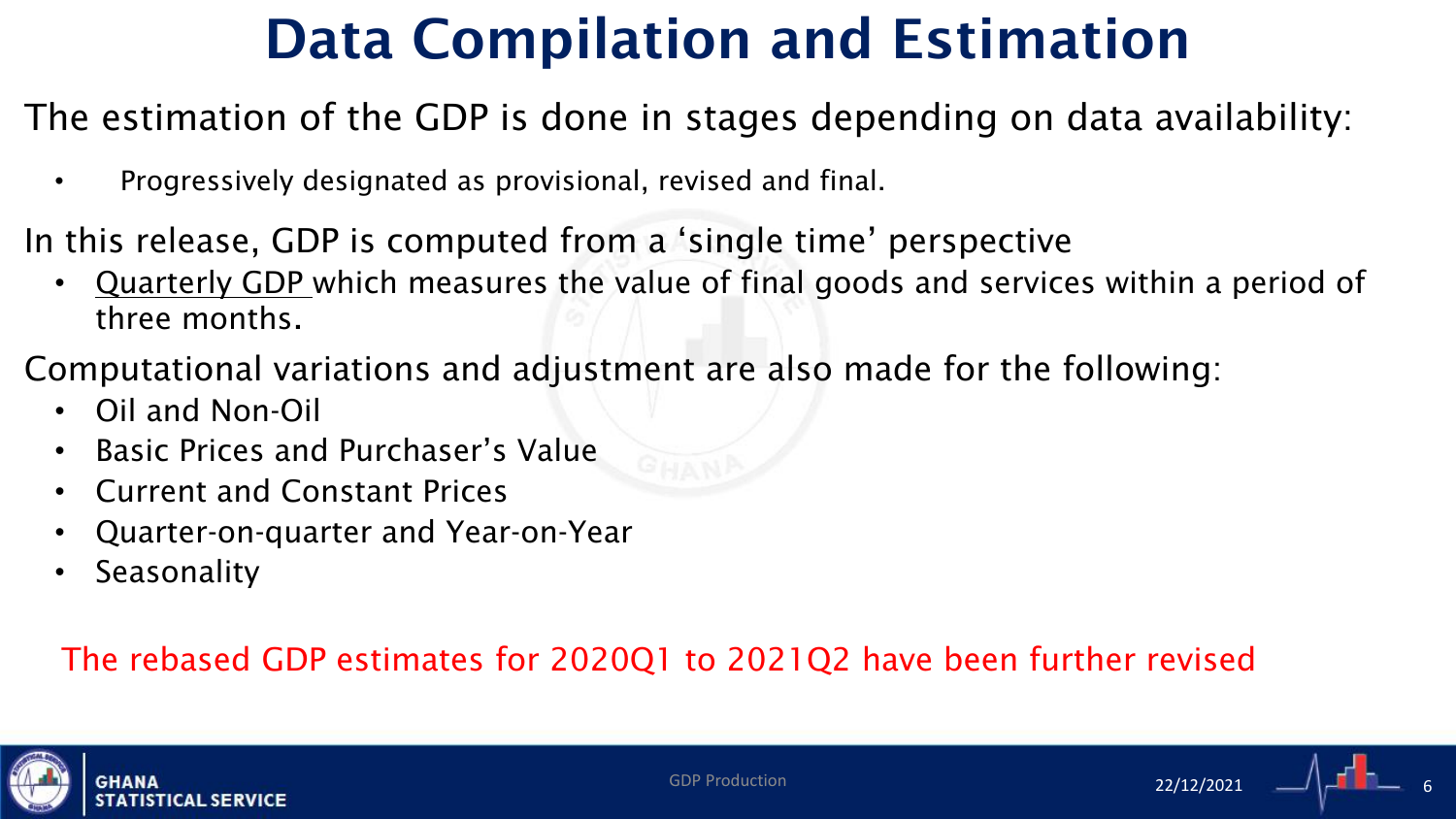# Data Compilation and Estimation

The estimation of the GDP is done in stages depending on data availability:

- Progressively designated as provisional, revised and final.

In this release, GDP is computed from a 'single time' perspective

- Quarterly GDP which measures the value of final goods and services within a period of three months.

Computational variations and adjustment are also made for the following:

- Oil and Non-Oil
- Basic Prices and Purchaser's Value
- Current and Constant Prices
- Quarter-on-quarter and Year-on-Year
- Seasonality

The rebased GDP estimates for 2020Q1 to 2021Q2 have been further revised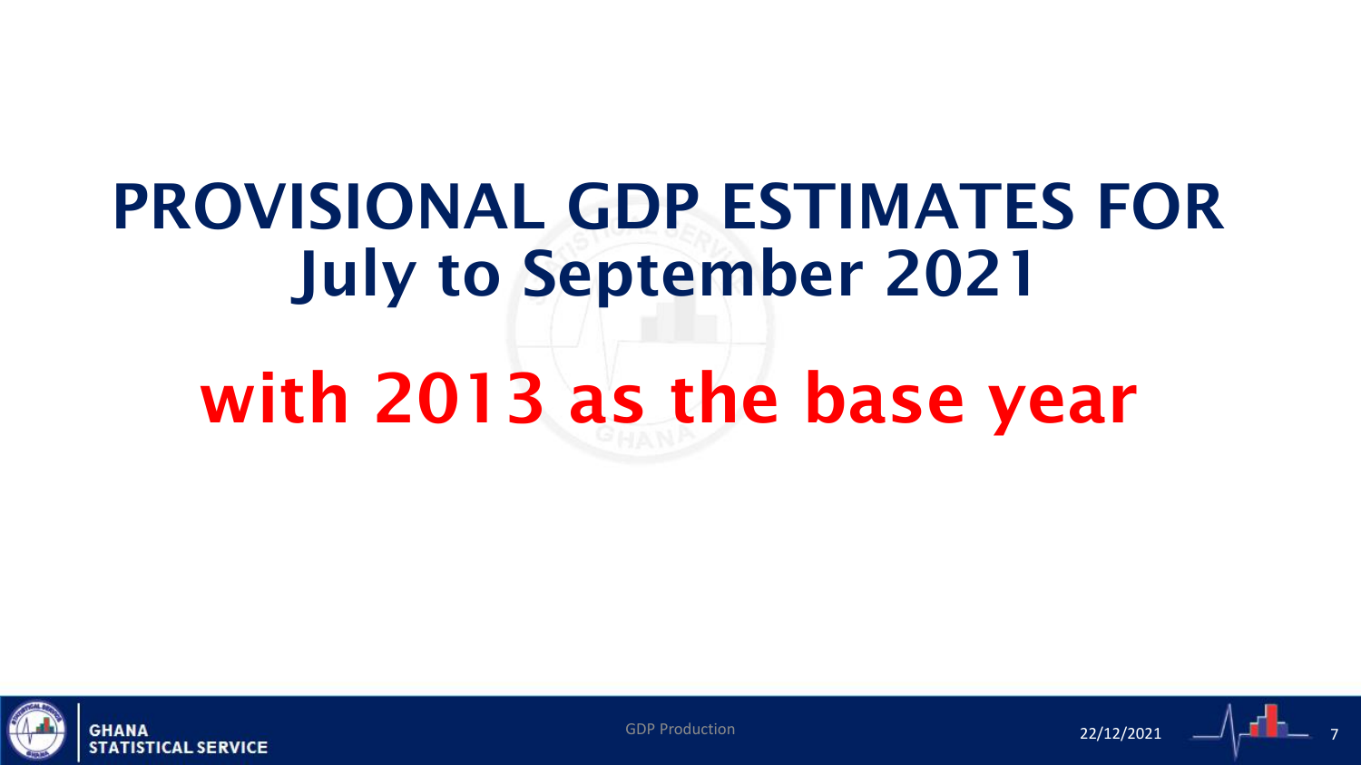# PROVISIONAL GDP ESTIMATES FOR July to September 2021

# with 2013 as the base year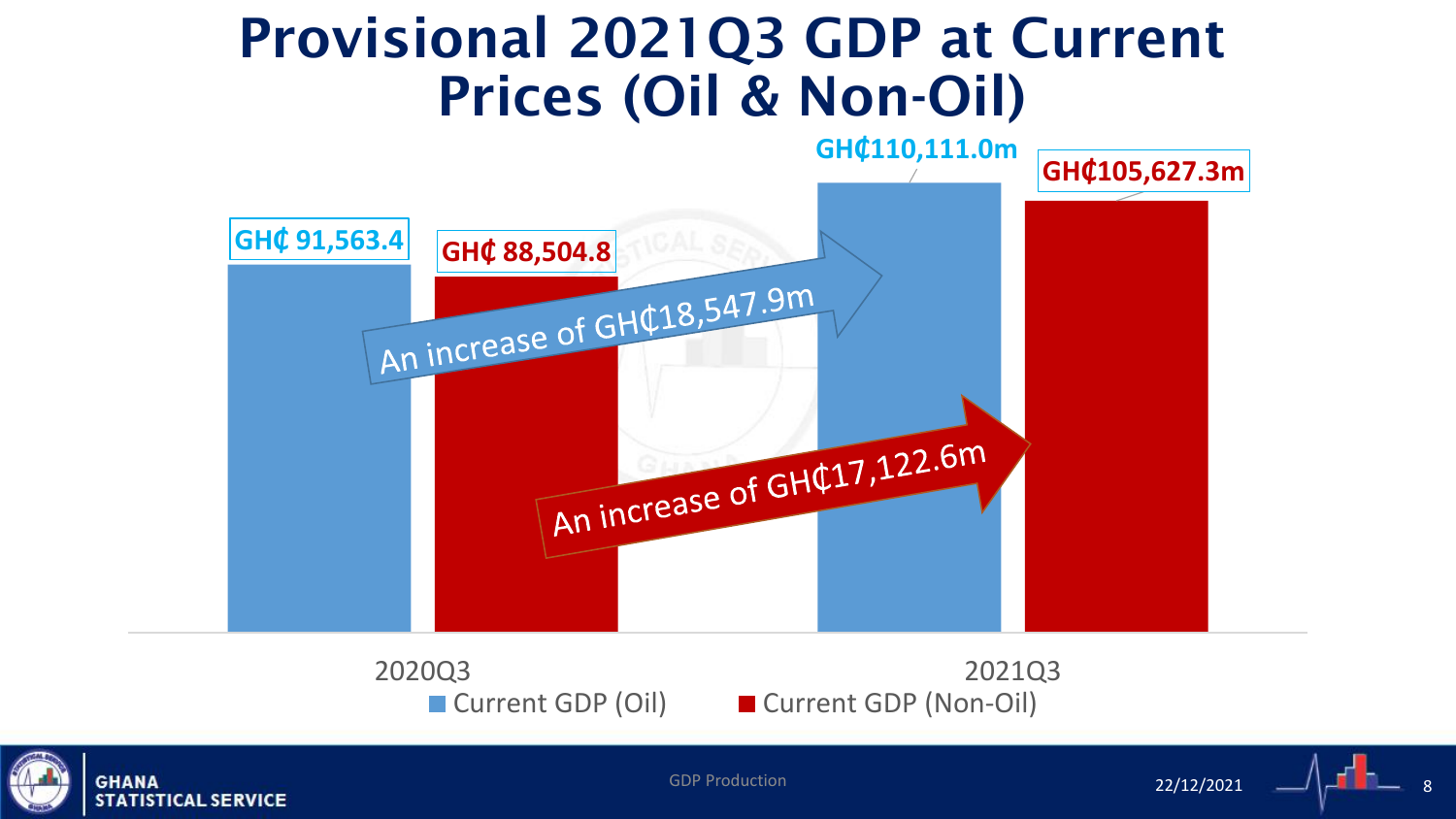# Provisional 2021Q3 GDP at Current Prices (Oil & Non-Oil)

| | Current GDP (Oil) | Current GDP (Non-Oil) |
|---|---|---|
| 2020Q3 | GH₵ 91,563.4 | GH₵ 88,504.8 |
| 2021Q3 | GH₵110,111.0m | GH₵105,627.3m |

An increase of GH₵18,547.9m

An increase of GH₵17,122.6m

GDP Production

22/12/2021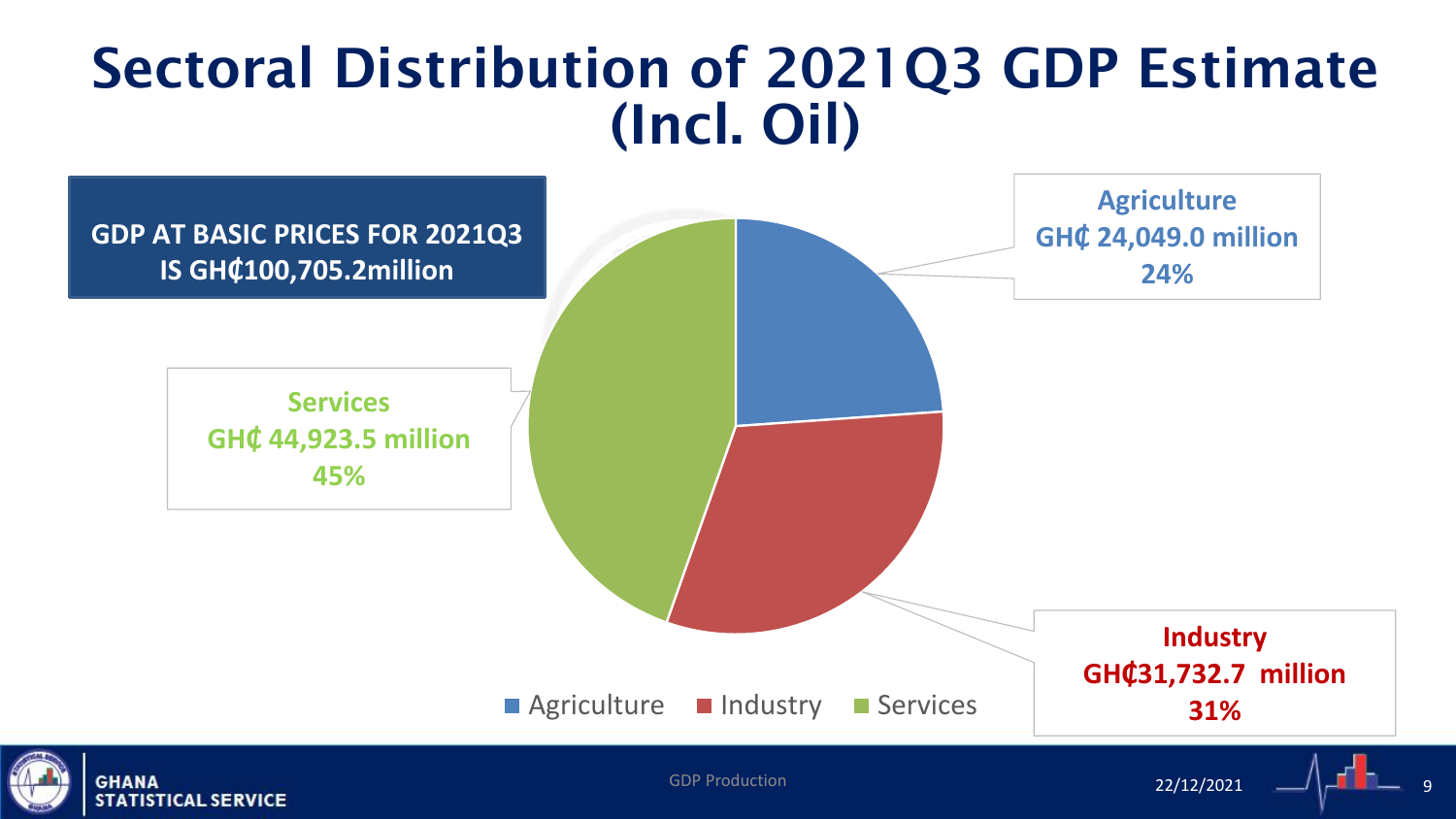# Sectoral Distribution of 2021Q3 GDP Estimate (Incl. Oil)

**GDP AT BASIC PRICES FOR 2021Q3 IS GH₵100,705.2million**

**Agriculture**
**GH₵ 24,049.0 million**
**24%**

**Services**
**GH₵ 44,923.5 million**
**45%**

**Industry**
**GH₵31,732.7 million**
**31%**

Agriculture | Industry | Services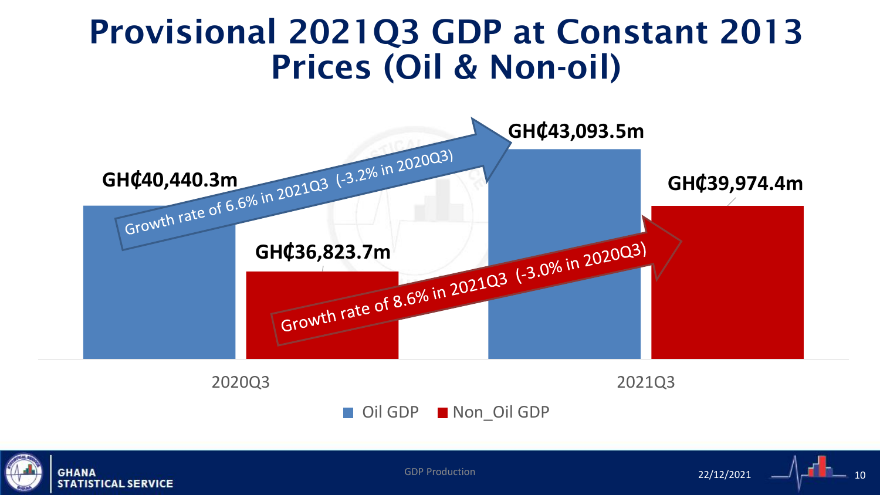# Provisional 2021Q3 GDP at Constant 2013 Prices (Oil & Non-oil)

| | Oil GDP | Non_Oil GDP |
| --- | --- | --- |
| 2020Q3 | GH₵40,440.3m | GH₵36,823.7m |
| 2021Q3 | GH₵43,093.5m | GH₵39,974.4m |

Growth rate of 6.6% in 2021Q3 (-3.2% in 2020Q3)

Growth rate of 8.6% in 2021Q3 (-3.0% in 2020Q3)

GHANA STATISTICAL SERVICE

GDP Production

22/12/2021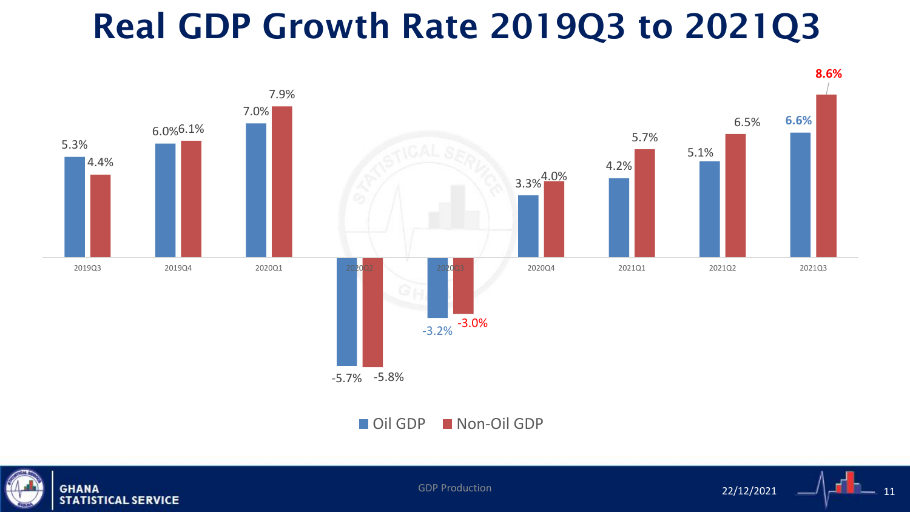# Real GDP Growth Rate 2019Q3 to 2021Q3

| Quarter | Oil GDP | Non-Oil GDP |
| --- | --- | --- |
| 2019Q3 | 5.3% | 4.4% |
| 2019Q4 | 6.0% | 6.1% |
| 2020Q1 | 7.0% | 7.9% |
| 2020Q2 | -5.7% | -5.8% |
| 2020Q3 | -3.2% | -3.0% |
| 2020Q4 | 3.3% | 4.0% |
| 2021Q1 | 4.2% | 5.7% |
| 2021Q2 | 5.1% | 6.5% |
| 2021Q3 | 6.6% | 8.6% |

■ Oil GDP ■ Non-Oil GDP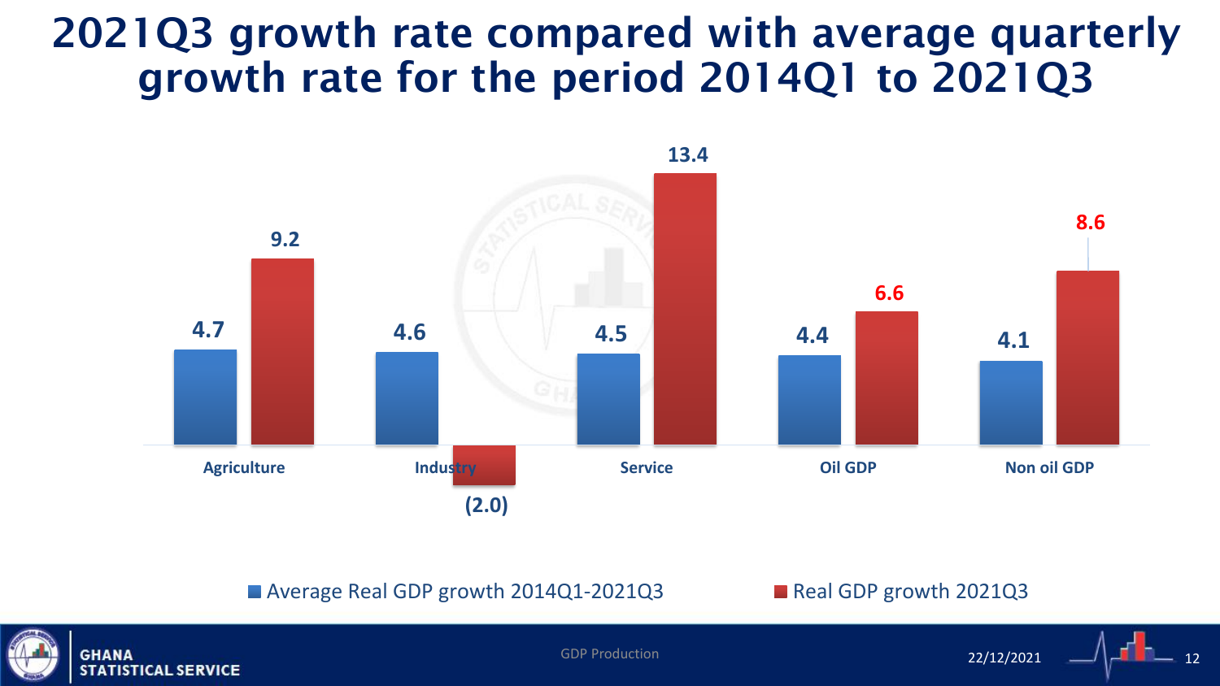# 2021Q3 growth rate compared with average quarterly growth rate for the period 2014Q1 to 2021Q3

| | Average Real GDP growth 2014Q1-2021Q3 | Real GDP growth 2021Q3 |
|---|---|---|
| Agriculture | 4.7 | 9.2 |
| Industry | 4.6 | (2.0) |
| Service | 4.5 | 13.4 |
| Oil GDP | 4.4 | 6.6 |
| Non oil GDP | 4.1 | 8.6 |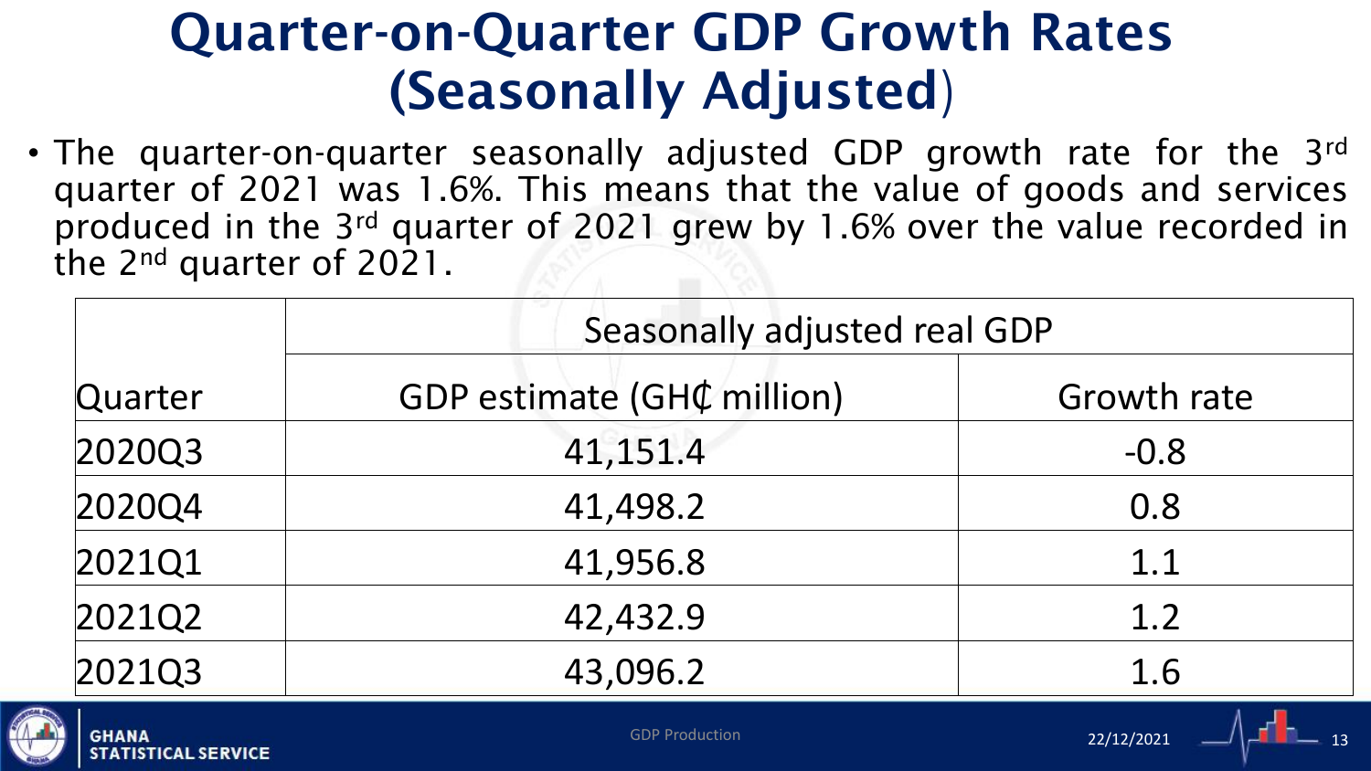# Quarter-on-Quarter GDP Growth Rates (Seasonally Adjusted)

- The quarter-on-quarter seasonally adjusted GDP growth rate for the 3rd quarter of 2021 was 1.6%. This means that the value of goods and services produced in the 3rd quarter of 2021 grew by 1.6% over the value recorded in the 2nd quarter of 2021.

| Quarter | Seasonally adjusted real GDP | |
|---|---|---|
| | GDP estimate (GH₵ million) | Growth rate |
| 2020Q3 | 41,151.4 | -0.8 |
| 2020Q4 | 41,498.2 | 0.8 |
| 2021Q1 | 41,956.8 | 1.1 |
| 2021Q2 | 42,432.9 | 1.2 |
| 2021Q3 | 43,096.2 | 1.6 |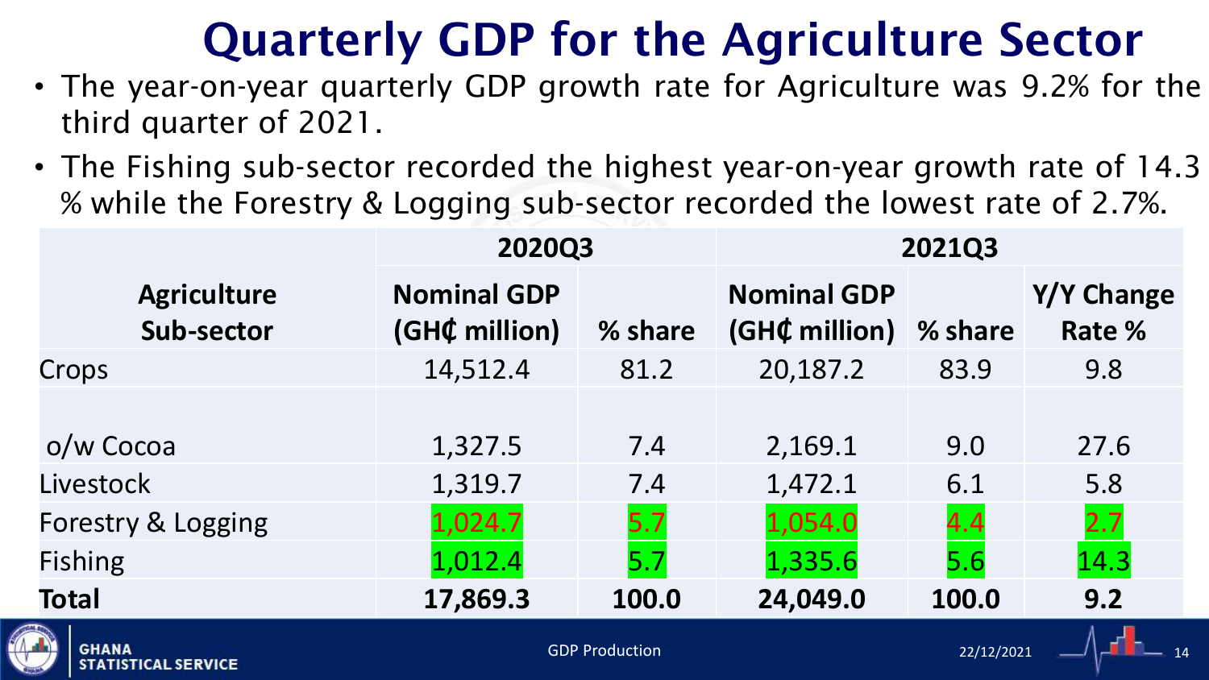# Quarterly GDP for the Agriculture Sector

- The year-on-year quarterly GDP growth rate for Agriculture was 9.2% for the third quarter of 2021.
- The Fishing sub-sector recorded the highest year-on-year growth rate of 14.3 % while the Forestry & Logging sub-sector recorded the lowest rate of 2.7%.

| Agriculture Sub-sector | 2020Q3 | | 2021Q3 | | |
|---|---|---|---|---|---|
| | Nominal GDP (GH₵ million) | % share | Nominal GDP (GH₵ million) | % share | Y/Y Change Rate % |
| Crops | 14,512.4 | 81.2 | 20,187.2 | 83.9 | 9.8 |
| o/w Cocoa | 1,327.5 | 7.4 | 2,169.1 | 9.0 | 27.6 |
| Livestock | 1,319.7 | 7.4 | 1,472.1 | 6.1 | 5.8 |
| Forestry & Logging | 1,024.7 | 5.7 | 1,054.0 | 4.4 | 2.7 |
| Fishing | 1,012.4 | 5.7 | 1,335.6 | 5.6 | 14.3 |
| **Total** | **17,869.3** | **100.0** | **24,049.0** | **100.0** | **9.2** |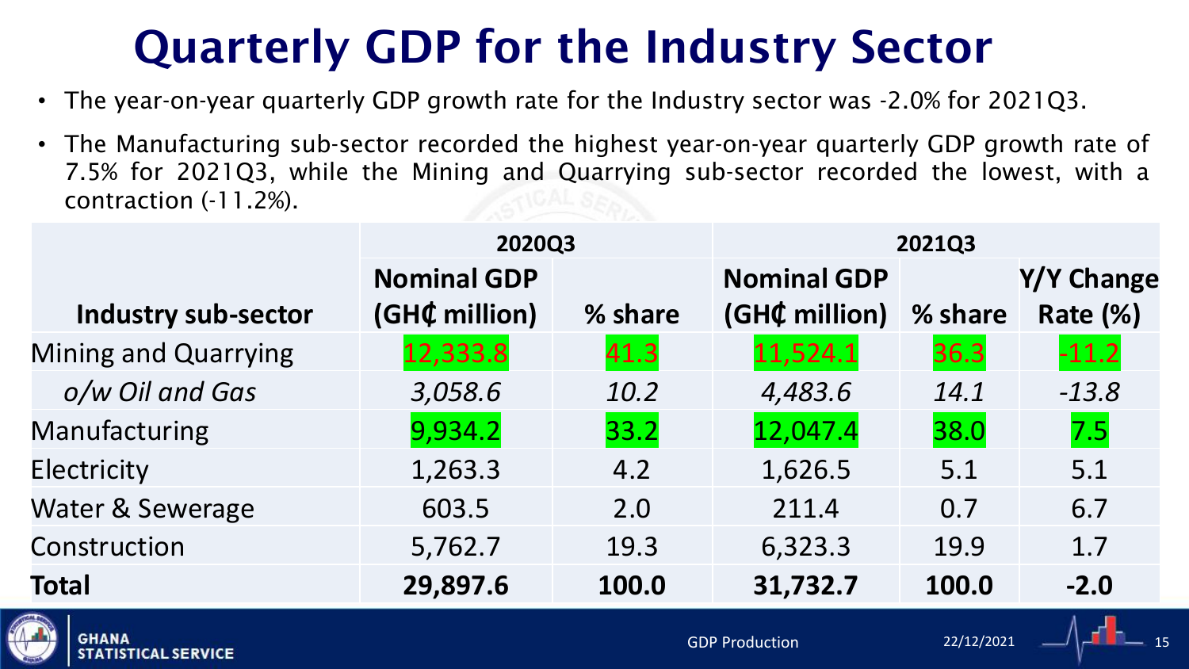# Quarterly GDP for the Industry Sector

- The year-on-year quarterly GDP growth rate for the Industry sector was -2.0% for 2021Q3.
- The Manufacturing sub-sector recorded the highest year-on-year quarterly GDP growth rate of 7.5% for 2021Q3, while the Mining and Quarrying sub-sector recorded the lowest, with a contraction (-11.2%).

| Industry sub-sector | 2020Q3 Nominal GDP (GH₵ million) | 2020Q3 % share | 2021Q3 Nominal GDP (GH₵ million) | 2021Q3 % share | 2021Q3 Y/Y Change Rate (%) |
|---|---|---|---|---|---|
| Mining and Quarrying | 12,333.8 | 41.3 | 11,524.1 | 36.3 | -11.2 |
| *o/w Oil and Gas* | *3,058.6* | *10.2* | *4,483.6* | *14.1* | *-13.8* |
| Manufacturing | 9,934.2 | 33.2 | 12,047.4 | 38.0 | 7.5 |
| Electricity | 1,263.3 | 4.2 | 1,626.5 | 5.1 | 5.1 |
| Water & Sewerage | 603.5 | 2.0 | 211.4 | 0.7 | 6.7 |
| Construction | 5,762.7 | 19.3 | 6,323.3 | 19.9 | 1.7 |
| **Total** | **29,897.6** | **100.0** | **31,732.7** | **100.0** | **-2.0** |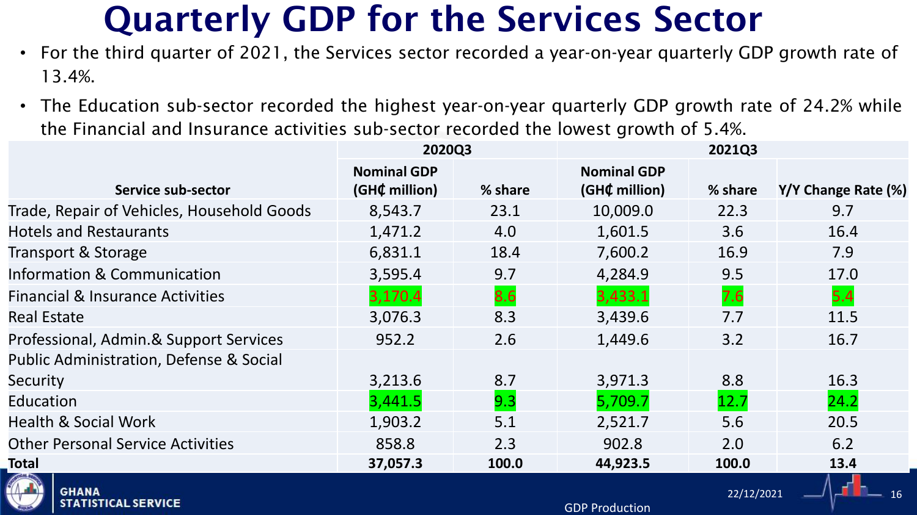# Quarterly GDP for the Services Sector

- For the third quarter of 2021, the Services sector recorded a year-on-year quarterly GDP growth rate of 13.4%.
- The Education sub-sector recorded the highest year-on-year quarterly GDP growth rate of 24.2% while the Financial and Insurance activities sub-sector recorded the lowest growth of 5.4%.

| | 2020Q3 | | 2021Q3 | | |
|---|---|---|---|---|---|
| **Service sub-sector** | **Nominal GDP (GH₵ million)** | **% share** | **Nominal GDP (GH₵ million)** | **% share** | **Y/Y Change Rate (%)** |
| Trade, Repair of Vehicles, Household Goods | 8,543.7 | 23.1 | 10,009.0 | 22.3 | 9.7 |
| Hotels and Restaurants | 1,471.2 | 4.0 | 1,601.5 | 3.6 | 16.4 |
| Transport & Storage | 6,831.1 | 18.4 | 7,600.2 | 16.9 | 7.9 |
| Information & Communication | 3,595.4 | 9.7 | 4,284.9 | 9.5 | 17.0 |
| Financial & Insurance Activities | 3,170.4 | 8.6 | 3,433.1 | 7.6 | 5.4 |
| Real Estate | 3,076.3 | 8.3 | 3,439.6 | 7.7 | 11.5 |
| Professional, Admin.& Support Services | 952.2 | 2.6 | 1,449.6 | 3.2 | 16.7 |
| Public Administration, Defense & Social Security | 3,213.6 | 8.7 | 3,971.3 | 8.8 | 16.3 |
| Education | 3,441.5 | 9.3 | 5,709.7 | 12.7 | 24.2 |
| Health & Social Work | 1,903.2 | 5.1 | 2,521.7 | 5.6 | 20.5 |
| Other Personal Service Activities | 858.8 | 2.3 | 902.8 | 2.0 | 6.2 |
| **Total** | **37,057.3** | **100.0** | **44,923.5** | **100.0** | **13.4** |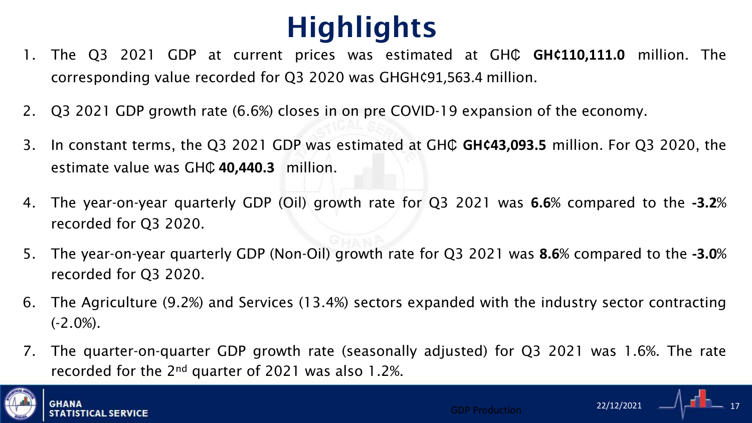# Highlights

1. The Q3 2021 GDP at current prices was estimated at GH₵ **GH¢110,111.0** million. The corresponding value recorded for Q3 2020 was GHGH¢91,563.4 million.
2. Q3 2021 GDP growth rate (6.6%) closes in on pre COVID-19 expansion of the economy.
3. In constant terms, the Q3 2021 GDP was estimated at GH₵ **GH¢43,093.5** million. For Q3 2020, the estimate value was GH₵ **40,440.3** million.
4. The year-on-year quarterly GDP (Oil) growth rate for Q3 2021 was **6.6**% compared to the **-3.2**% recorded for Q3 2020.
5. The year-on-year quarterly GDP (Non-Oil) growth rate for Q3 2021 was **8.6**% compared to the **-3.0**% recorded for Q3 2020.
6. The Agriculture (9.2%) and Services (13.4%) sectors expanded with the industry sector contracting (-2.0%).
7. The quarter-on-quarter GDP growth rate (seasonally adjusted) for Q3 2021 was 1.6%. The rate recorded for the 2nd quarter of 2021 was also 1.2%.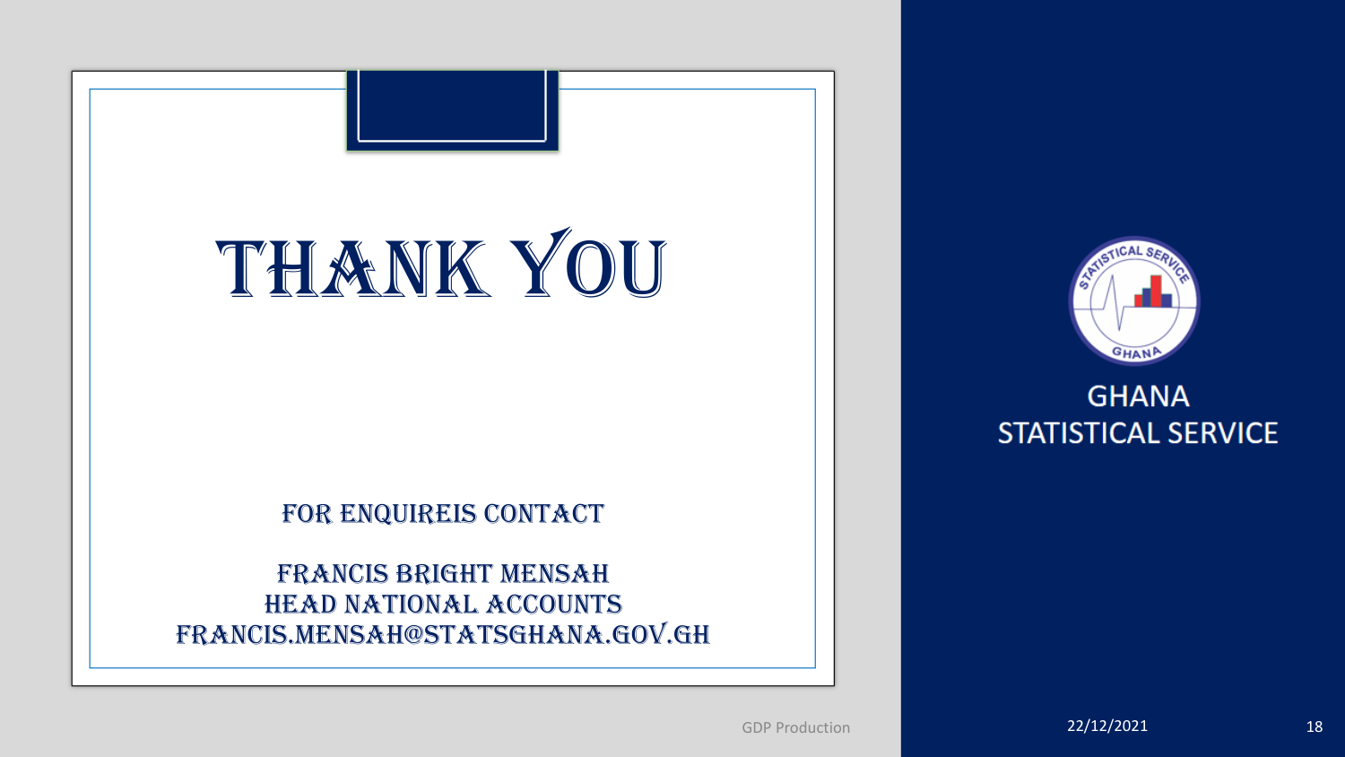# THANK YOU

FOR ENQUIREIS CONTACT

FRANCIS BRIGHT MENSAH
HEAD NATIONAL ACCOUNTS
FRANCIS.MENSAH@STATSGHANA.GOV.GH

GHANA
STATISTICAL SERVICE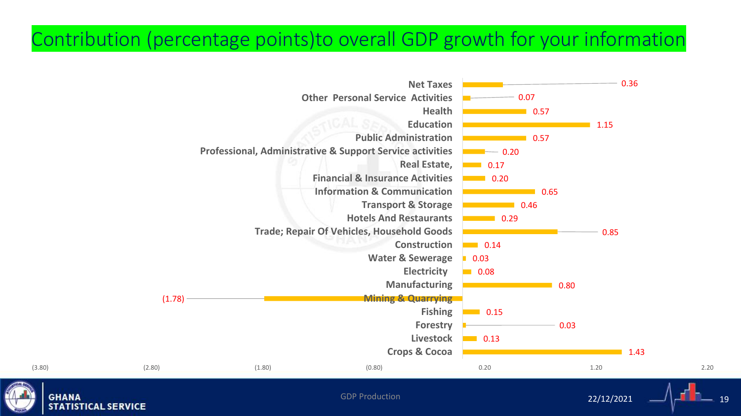# Contribution (percentage points)to overall GDP growth for your information

| Sector | Contribution (percentage points) |
|---|---|
| Net Taxes | 0.36 |
| Other Personal Service Activities | 0.07 |
| Health | 0.57 |
| Education | 1.15 |
| Public Administration | 0.57 |
| Professional, Administrative & Support Service activities | 0.20 |
| Real Estate, | 0.17 |
| Financial & Insurance Activities | 0.20 |
| Information & Communication | 0.65 |
| Transport & Storage | 0.46 |
| Hotels And Restaurants | 0.29 |
| Trade; Repair Of Vehicles, Household Goods | 0.85 |
| Construction | 0.14 |
| Water & Sewerage | 0.03 |
| Electricity | 0.08 |
| Manufacturing | 0.80 |
| Mining & Quarrying | (1.78) |
| Fishing | 0.15 |
| Forestry | 0.03 |
| Livestock | 0.13 |
| Crops & Cocoa | 1.43 |

(3.80) (2.80) (1.80) (0.80) 0.20 1.20 2.20

GDP Production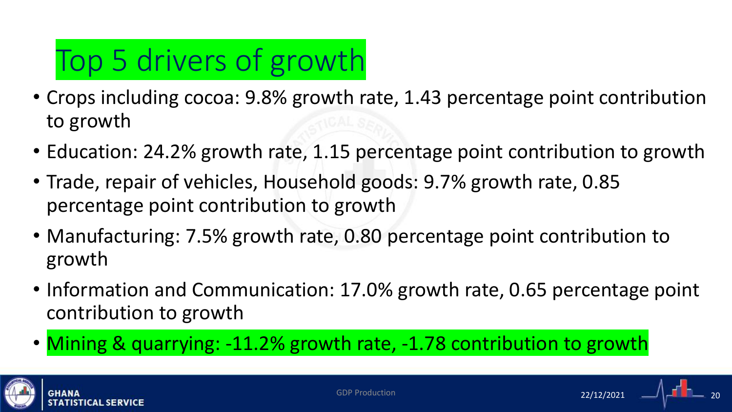# Top 5 drivers of growth

- Crops including cocoa: 9.8% growth rate, 1.43 percentage point contribution to growth
- Education: 24.2% growth rate, 1.15 percentage point contribution to growth
- Trade, repair of vehicles, Household goods: 9.7% growth rate, 0.85 percentage point contribution to growth
- Manufacturing: 7.5% growth rate, 0.80 percentage point contribution to growth
- Information and Communication: 17.0% growth rate, 0.65 percentage point contribution to growth
- Mining & quarrying: -11.2% growth rate, -1.78 contribution to growth